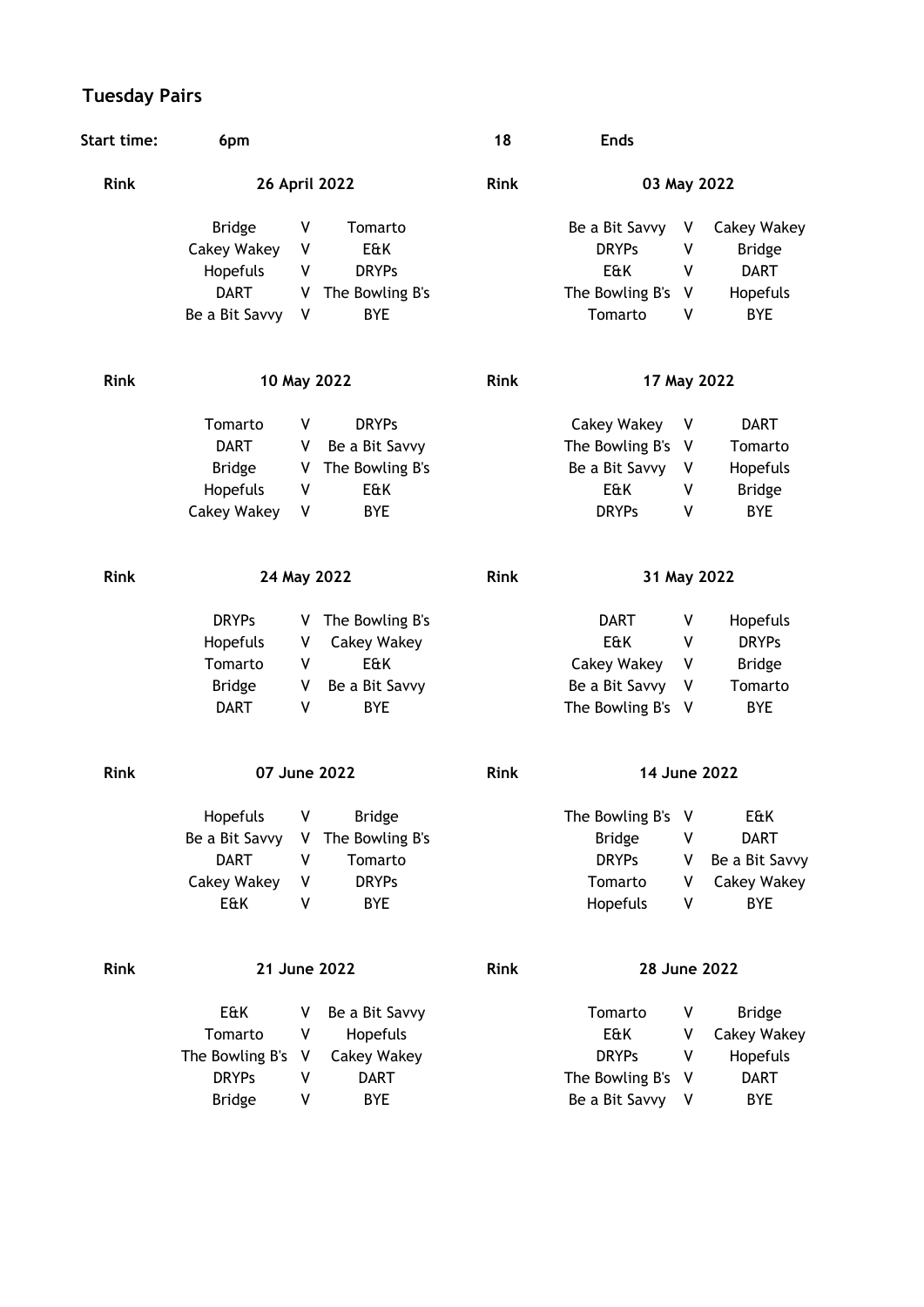# Tuesday Pairs

**Start time:** 6pm | **18** Ends

| Rink | 26 April 2022 | | | Rink | 03 May 2022 | | |
|---|---|---|---|---|---|---|---|
| | Bridge | V | Tomarto | | Be a Bit Savvy | V | Cakey Wakey |
| | Cakey Wakey | V | E&K | | DRYPs | V | Bridge |
| | Hopefuls | V | DRYPs | | E&K | V | DART |
| | DART | V | The Bowling B's | | The Bowling B's | V | Hopefuls |
| | Be a Bit Savvy | V | BYE | | Tomarto | V | BYE |

| Rink | 10 May 2022 | | | Rink | 17 May 2022 | | |
|---|---|---|---|---|---|---|---|
| | Tomarto | V | DRYPs | | Cakey Wakey | V | DART |
| | DART | V | Be a Bit Savvy | | The Bowling B's | V | Tomarto |
| | Bridge | V | The Bowling B's | | Be a Bit Savvy | V | Hopefuls |
| | Hopefuls | V | E&K | | E&K | V | Bridge |
| | Cakey Wakey | V | BYE | | DRYPs | V | BYE |

| Rink | 24 May 2022 | | | Rink | 31 May 2022 | | |
|---|---|---|---|---|---|---|---|
| | DRYPs | V | The Bowling B's | | DART | V | Hopefuls |
| | Hopefuls | V | Cakey Wakey | | E&K | V | DRYPs |
| | Tomarto | V | E&K | | Cakey Wakey | V | Bridge |
| | Bridge | V | Be a Bit Savvy | | Be a Bit Savvy | V | Tomarto |
| | DART | V | BYE | | The Bowling B's | V | BYE |

| Rink | 07 June 2022 | | | Rink | 14 June 2022 | | |
|---|---|---|---|---|---|---|---|
| | Hopefuls | V | Bridge | | The Bowling B's | V | E&K |
| | Be a Bit Savvy | V | The Bowling B's | | Bridge | V | DART |
| | DART | V | Tomarto | | DRYPs | V | Be a Bit Savvy |
| | Cakey Wakey | V | DRYPs | | Tomarto | V | Cakey Wakey |
| | E&K | V | BYE | | Hopefuls | V | BYE |

| Rink | 21 June 2022 | | | Rink | 28 June 2022 | | |
|---|---|---|---|---|---|---|---|
| | E&K | V | Be a Bit Savvy | | Tomarto | V | Bridge |
| | Tomarto | V | Hopefuls | | E&K | V | Cakey Wakey |
| | The Bowling B's | V | Cakey Wakey | | DRYPs | V | Hopefuls |
| | DRYPs | V | DART | | The Bowling B's | V | DART |
| | Bridge | V | BYE | | Be a Bit Savvy | V | BYE |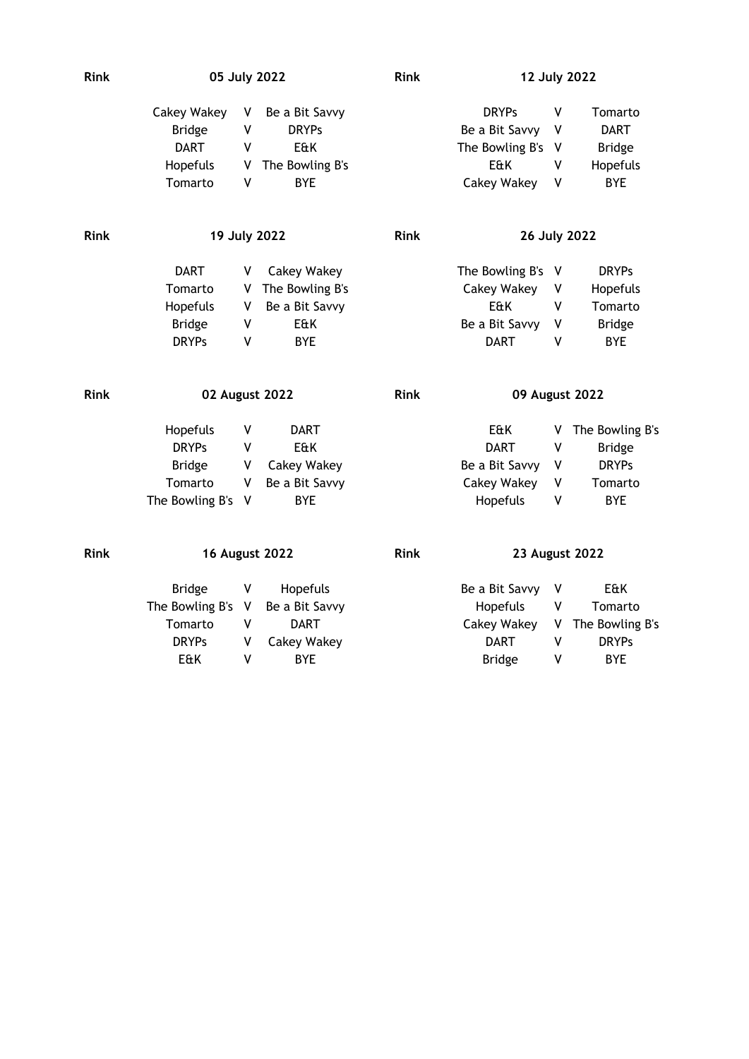| Rink | 05 July 2022 | | | Rink | 12 July 2022 | | |
|---|---|---|---|---|---|---|---|
| | Cakey Wakey | V | Be a Bit Savvy | | DRYPs | V | Tomarto |
| | Bridge | V | DRYPs | | Be a Bit Savvy | V | DART |
| | DART | V | E&K | | The Bowling B's | V | Bridge |
| | Hopefuls | V | The Bowling B's | | E&K | V | Hopefuls |
| | Tomarto | V | BYE | | Cakey Wakey | V | BYE |

| Rink | 19 July 2022 | | | Rink | 26 July 2022 | | |
|---|---|---|---|---|---|---|---|
| | DART | V | Cakey Wakey | | The Bowling B's | V | DRYPs |
| | Tomarto | V | The Bowling B's | | Cakey Wakey | V | Hopefuls |
| | Hopefuls | V | Be a Bit Savvy | | E&K | V | Tomarto |
| | Bridge | V | E&K | | Be a Bit Savvy | V | Bridge |
| | DRYPs | V | BYE | | DART | V | BYE |

| Rink | 02 August 2022 | | | Rink | 09 August 2022 | | |
|---|---|---|---|---|---|---|---|
| | Hopefuls | V | DART | | E&K | V | The Bowling B's |
| | DRYPs | V | E&K | | DART | V | Bridge |
| | Bridge | V | Cakey Wakey | | Be a Bit Savvy | V | DRYPs |
| | Tomarto | V | Be a Bit Savvy | | Cakey Wakey | V | Tomarto |
| | The Bowling B's | V | BYE | | Hopefuls | V | BYE |

| Rink | 16 August 2022 | | | Rink | 23 August 2022 | | |
|---|---|---|---|---|---|---|---|
| | Bridge | V | Hopefuls | | Be a Bit Savvy | V | E&K |
| | The Bowling B's | V | Be a Bit Savvy | | Hopefuls | V | Tomarto |
| | Tomarto | V | DART | | Cakey Wakey | V | The Bowling B's |
| | DRYPs | V | Cakey Wakey | | DART | V | DRYPs |
| | E&K | V | BYE | | Bridge | V | BYE |